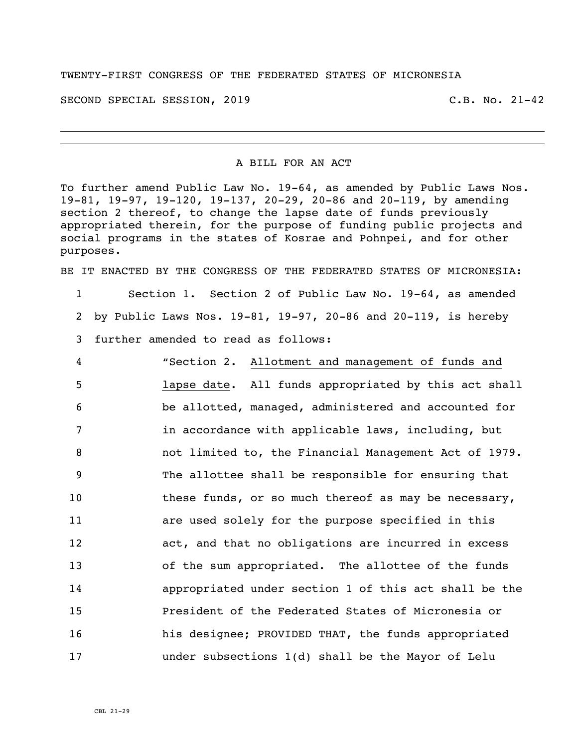TWENTY-FIRST CONGRESS OF THE FEDERATED STATES OF MICRONESIA

SECOND SPECIAL SESSION, 2019 C.B. No. 21-42

---

A BILL FOR AN ACT

To further amend Public Law No. 19-64, as amended by Public Laws Nos. 19-81, 19-97, 19-120, 19-137, 20-29, 20-86 and 20-119, by amending section 2 thereof, to change the lapse date of funds previously appropriated therein, for the purpose of funding public projects and social programs in the states of Kosrae and Pohnpei, and for other purposes.

BE IT ENACTED BY THE CONGRESS OF THE FEDERATED STATES OF MICRONESIA:

1 Section 1. Section 2 of Public Law No. 19-64, as amended
2 by Public Laws Nos. 19-81, 19-97, 20-86 and 20-119, is hereby
3 further amended to read as follows:
4 "Section 2. Allotment and management of funds and
5 lapse date. All funds appropriated by this act shall
6 be allotted, managed, administered and accounted for
7 in accordance with applicable laws, including, but
8 not limited to, the Financial Management Act of 1979.
9 The allottee shall be responsible for ensuring that
10 these funds, or so much thereof as may be necessary,
11 are used solely for the purpose specified in this
12 act, and that no obligations are incurred in excess
13 of the sum appropriated. The allottee of the funds
14 appropriated under section 1 of this act shall be the
15 President of the Federated States of Micronesia or
16 his designee; PROVIDED THAT, the funds appropriated
17 under subsections 1(d) shall be the Mayor of Lelu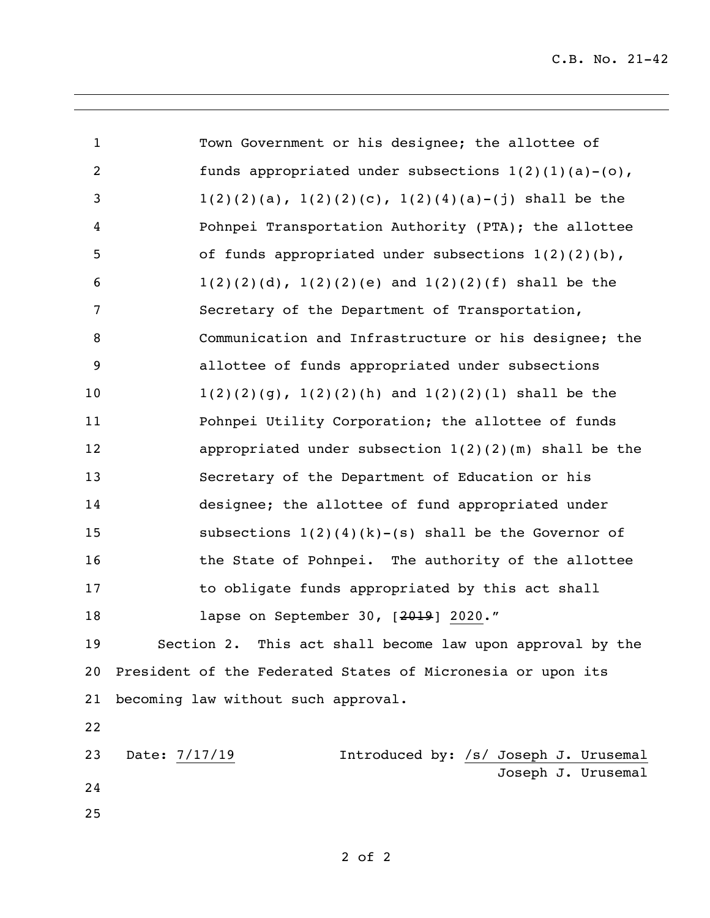Town Government or his designee; the allottee of funds appropriated under subsections 1(2)(1)(a)-(o), 1(2)(2)(a), 1(2)(2)(c), 1(2)(4)(a)-(j) shall be the Pohnpei Transportation Authority (PTA); the allottee of funds appropriated under subsections 1(2)(2)(b), 1(2)(2)(d), 1(2)(2)(e) and 1(2)(2)(f) shall be the Secretary of the Department of Transportation, Communication and Infrastructure or his designee; the allottee of funds appropriated under subsections 1(2)(2)(g), 1(2)(2)(h) and 1(2)(2)(l) shall be the Pohnpei Utility Corporation; the allottee of funds appropriated under subsection 1(2)(2)(m) shall be the Secretary of the Department of Education or his designee; the allottee of fund appropriated under subsections 1(2)(4)(k)-(s) shall be the Governor of the State of Pohnpei. The authority of the allottee to obligate funds appropriated by this act shall lapse on September 30, [~~2019~~] <u>2020</u>."

Section 2. This act shall become law upon approval by the President of the Federated States of Micronesia or upon its becoming law without such approval.

Date: <u>7/17/19</u>

Introduced by: <u>/s/ Joseph J. Urusemal</u>
Joseph J. Urusemal